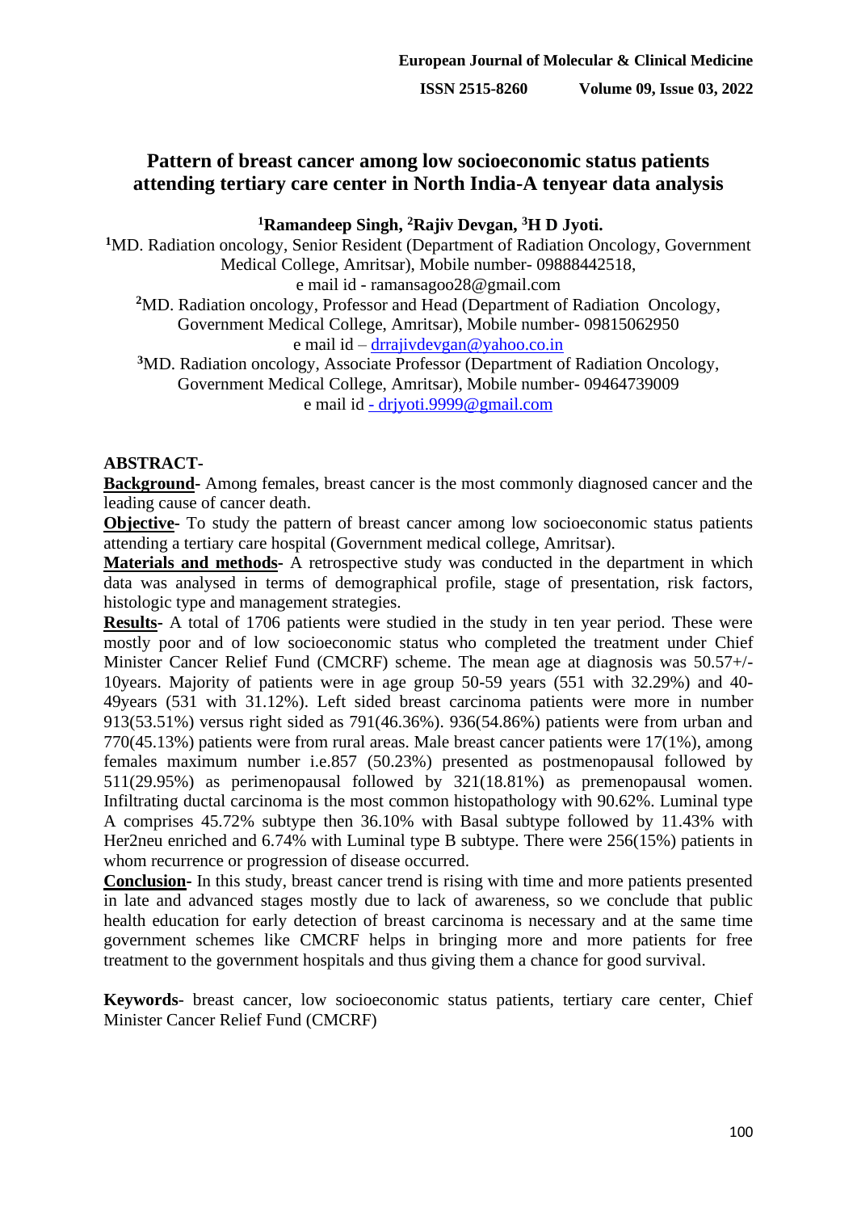# Pattern of breast cancer among low socioeconomic status patients attending tertiary care center in North India-A tenyear data analysis

**[1]Ramandeep Singh, [2]Rajiv Devgan, [3]H D Jyoti.**

[1]MD. Radiation oncology, Senior Resident (Department of Radiation Oncology, Government Medical College, Amritsar), Mobile number- 09888442518,
e mail id - ramansagoo28@gmail.com

[2]MD. Radiation oncology, Professor and Head (Department of Radiation Oncology, Government Medical College, Amritsar), Mobile number- 09815062950
e mail id – drrajivdevgan@yahoo.co.in

[3]MD. Radiation oncology, Associate Professor (Department of Radiation Oncology, Government Medical College, Amritsar), Mobile number- 09464739009
e mail id - drjyoti.9999@gmail.com

**ABSTRACT-**

**Background**- Among females, breast cancer is the most commonly diagnosed cancer and the leading cause of cancer death.

**Objective**- To study the pattern of breast cancer among low socioeconomic status patients attending a tertiary care hospital (Government medical college, Amritsar).

**Materials and methods**- A retrospective study was conducted in the department in which data was analysed in terms of demographical profile, stage of presentation, risk factors, histologic type and management strategies.

**Results**- A total of 1706 patients were studied in the study in ten year period. These were mostly poor and of low socioeconomic status who completed the treatment under Chief Minister Cancer Relief Fund (CMCRF) scheme. The mean age at diagnosis was 50.57+/- 10years. Majority of patients were in age group 50-59 years (551 with 32.29%) and 40-49years (531 with 31.12%). Left sided breast carcinoma patients were more in number 913(53.51%) versus right sided as 791(46.36%). 936(54.86%) patients were from urban and 770(45.13%) patients were from rural areas. Male breast cancer patients were 17(1%), among females maximum number i.e.857 (50.23%) presented as postmenopausal followed by 511(29.95%) as perimenopausal followed by 321(18.81%) as premenopausal women. Infiltrating ductal carcinoma is the most common histopathology with 90.62%. Luminal type A comprises 45.72% subtype then 36.10% with Basal subtype followed by 11.43% with Her2neu enriched and 6.74% with Luminal type B subtype. There were 256(15%) patients in whom recurrence or progression of disease occurred.

**Conclusion**- In this study, breast cancer trend is rising with time and more patients presented in late and advanced stages mostly due to lack of awareness, so we conclude that public health education for early detection of breast carcinoma is necessary and at the same time government schemes like CMCRF helps in bringing more and more patients for free treatment to the government hospitals and thus giving them a chance for good survival.

**Keywords**- breast cancer, low socioeconomic status patients, tertiary care center, Chief Minister Cancer Relief Fund (CMCRF)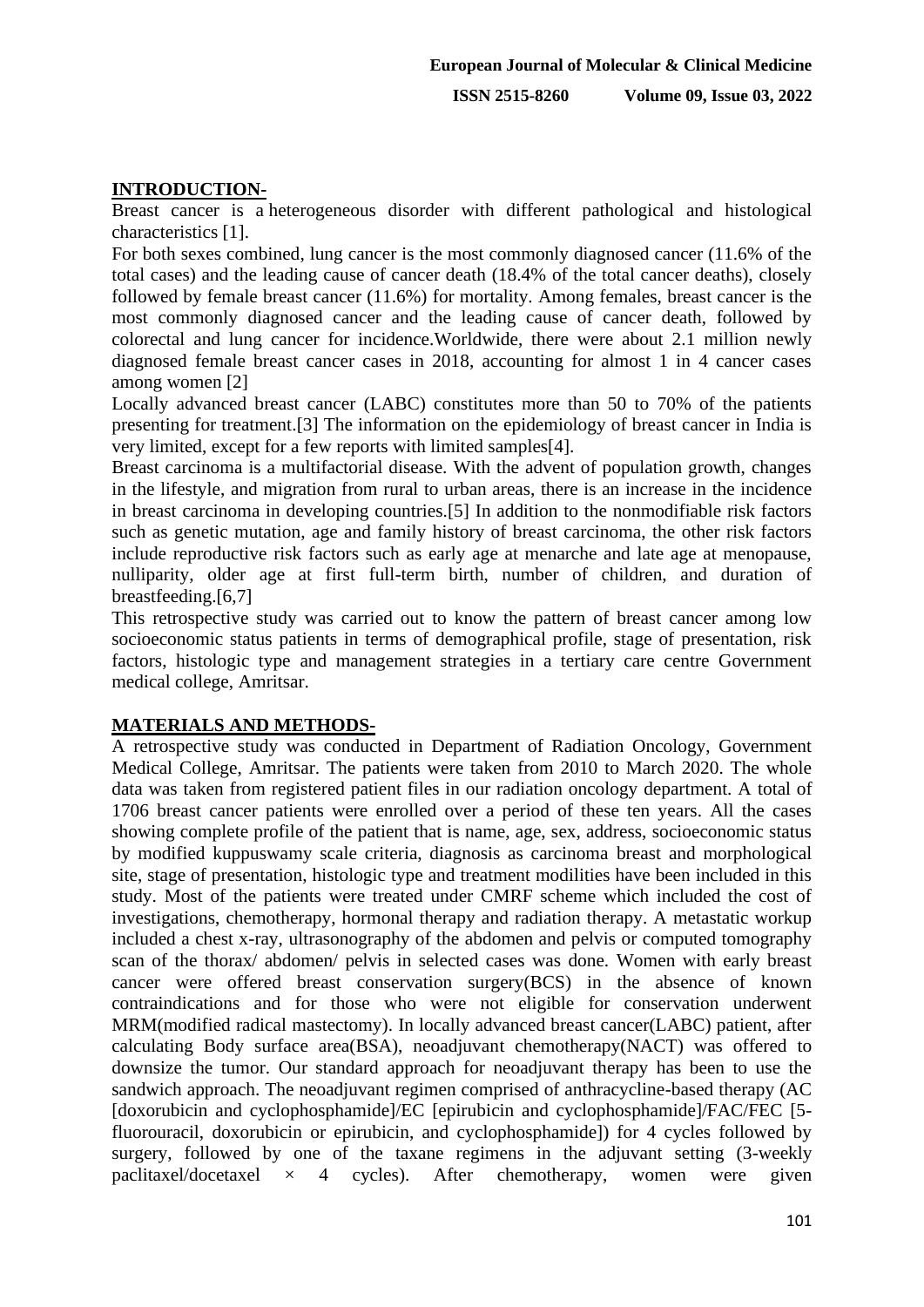## INTRODUCTION-

Breast cancer is a heterogeneous disorder with different pathological and histological characteristics [1].

For both sexes combined, lung cancer is the most commonly diagnosed cancer (11.6% of the total cases) and the leading cause of cancer death (18.4% of the total cancer deaths), closely followed by female breast cancer (11.6%) for mortality. Among females, breast cancer is the most commonly diagnosed cancer and the leading cause of cancer death, followed by colorectal and lung cancer for incidence.Worldwide, there were about 2.1 million newly diagnosed female breast cancer cases in 2018, accounting for almost 1 in 4 cancer cases among women [2]

Locally advanced breast cancer (LABC) constitutes more than 50 to 70% of the patients presenting for treatment.[3] The information on the epidemiology of breast cancer in India is very limited, except for a few reports with limited samples[4].

Breast carcinoma is a multifactorial disease. With the advent of population growth, changes in the lifestyle, and migration from rural to urban areas, there is an increase in the incidence in breast carcinoma in developing countries.[5] In addition to the nonmodifiable risk factors such as genetic mutation, age and family history of breast carcinoma, the other risk factors include reproductive risk factors such as early age at menarche and late age at menopause, nulliparity, older age at first full-term birth, number of children, and duration of breastfeeding.[6,7]

This retrospective study was carried out to know the pattern of breast cancer among low socioeconomic status patients in terms of demographical profile, stage of presentation, risk factors, histologic type and management strategies in a tertiary care centre Government medical college, Amritsar.

## MATERIALS AND METHODS-

A retrospective study was conducted in Department of Radiation Oncology, Government Medical College, Amritsar. The patients were taken from 2010 to March 2020. The whole data was taken from registered patient files in our radiation oncology department. A total of 1706 breast cancer patients were enrolled over a period of these ten years. All the cases showing complete profile of the patient that is name, age, sex, address, socioeconomic status by modified kuppuswamy scale criteria, diagnosis as carcinoma breast and morphological site, stage of presentation, histologic type and treatment modilities have been included in this study. Most of the patients were treated under CMRF scheme which included the cost of investigations, chemotherapy, hormonal therapy and radiation therapy. A metastatic workup included a chest x-ray, ultrasonography of the abdomen and pelvis or computed tomography scan of the thorax/ abdomen/ pelvis in selected cases was done. Women with early breast cancer were offered breast conservation surgery(BCS) in the absence of known contraindications and for those who were not eligible for conservation underwent MRM(modified radical mastectomy). In locally advanced breast cancer(LABC) patient, after calculating Body surface area(BSA), neoadjuvant chemotherapy(NACT) was offered to downsize the tumor. Our standard approach for neoadjuvant therapy has been to use the sandwich approach. The neoadjuvant regimen comprised of anthracycline-based therapy (AC [doxorubicin and cyclophosphamide]/EC [epirubicin and cyclophosphamide]/FAC/FEC [5-fluorouracil, doxorubicin or epirubicin, and cyclophosphamide]) for 4 cycles followed by surgery, followed by one of the taxane regimens in the adjuvant setting (3-weekly paclitaxel/docetaxel × 4 cycles). After chemotherapy, women were given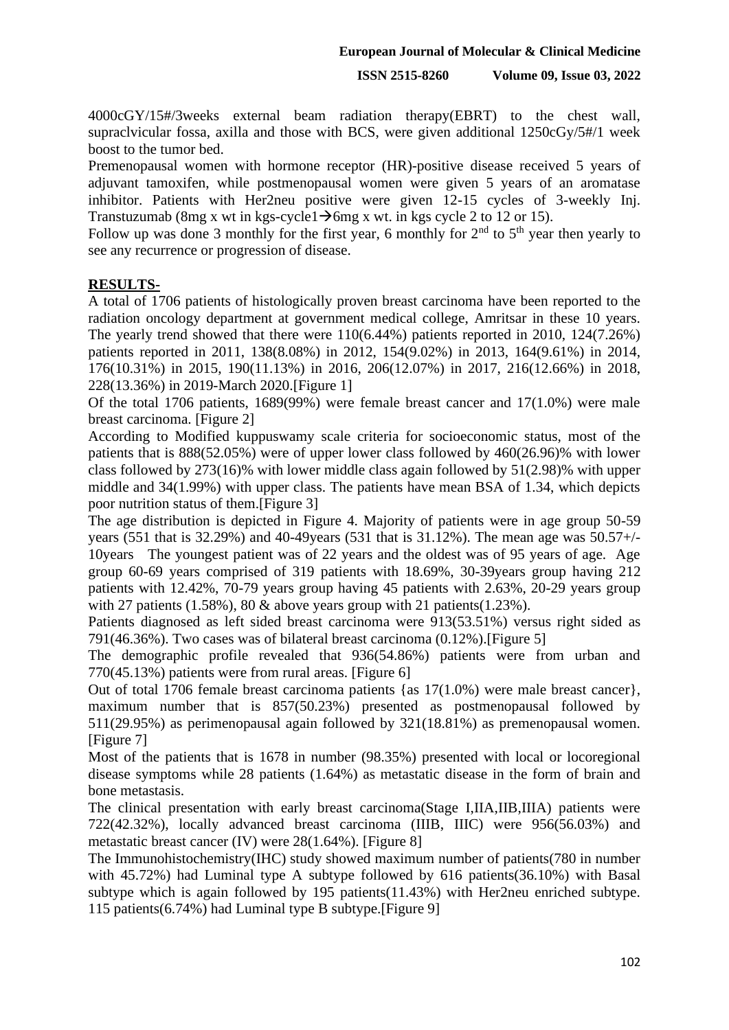4000cGY/15#/3weeks external beam radiation therapy(EBRT) to the chest wall, supraclvicular fossa, axilla and those with BCS, were given additional 1250cGy/5#/1 week boost to the tumor bed.

Premenopausal women with hormone receptor (HR)-positive disease received 5 years of adjuvant tamoxifen, while postmenopausal women were given 5 years of an aromatase inhibitor. Patients with Her2neu positive were given 12-15 cycles of 3-weekly Inj. Transtuzumab (8mg x wt in kgs-cycle1→6mg x wt. in kgs cycle 2 to 12 or 15).

Follow up was done 3 monthly for the first year, 6 monthly for 2nd to 5th year then yearly to see any recurrence or progression of disease.

## RESULTS-

A total of 1706 patients of histologically proven breast carcinoma have been reported to the radiation oncology department at government medical college, Amritsar in these 10 years. The yearly trend showed that there were 110(6.44%) patients reported in 2010, 124(7.26%) patients reported in 2011, 138(8.08%) in 2012, 154(9.02%) in 2013, 164(9.61%) in 2014, 176(10.31%) in 2015, 190(11.13%) in 2016, 206(12.07%) in 2017, 216(12.66%) in 2018, 228(13.36%) in 2019-March 2020.[Figure 1]

Of the total 1706 patients, 1689(99%) were female breast cancer and 17(1.0%) were male breast carcinoma. [Figure 2]

According to Modified kuppuswamy scale criteria for socioeconomic status, most of the patients that is 888(52.05%) were of upper lower class followed by 460(26.96)% with lower class followed by 273(16)% with lower middle class again followed by 51(2.98)% with upper middle and 34(1.99%) with upper class. The patients have mean BSA of 1.34, which depicts poor nutrition status of them.[Figure 3]

The age distribution is depicted in Figure 4. Majority of patients were in age group 50-59 years (551 that is 32.29%) and 40-49years (531 that is 31.12%). The mean age was 50.57+/-10years The youngest patient was of 22 years and the oldest was of 95 years of age. Age group 60-69 years comprised of 319 patients with 18.69%, 30-39years group having 212 patients with 12.42%, 70-79 years group having 45 patients with 2.63%, 20-29 years group with 27 patients (1.58%), 80 & above years group with 21 patients(1.23%).

Patients diagnosed as left sided breast carcinoma were 913(53.51%) versus right sided as 791(46.36%). Two cases was of bilateral breast carcinoma (0.12%).[Figure 5]

The demographic profile revealed that 936(54.86%) patients were from urban and 770(45.13%) patients were from rural areas. [Figure 6]

Out of total 1706 female breast carcinoma patients {as 17(1.0%) were male breast cancer}, maximum number that is 857(50.23%) presented as postmenopausal followed by 511(29.95%) as perimenopausal again followed by 321(18.81%) as premenopausal women. [Figure 7]

Most of the patients that is 1678 in number (98.35%) presented with local or locoregional disease symptoms while 28 patients (1.64%) as metastatic disease in the form of brain and bone metastasis.

The clinical presentation with early breast carcinoma(Stage I,IIA,IIB,IIIA) patients were 722(42.32%), locally advanced breast carcinoma (IIIB, IIIC) were 956(56.03%) and metastatic breast cancer (IV) were 28(1.64%). [Figure 8]

The Immunohistochemistry(IHC) study showed maximum number of patients(780 in number with 45.72%) had Luminal type A subtype followed by 616 patients(36.10%) with Basal subtype which is again followed by 195 patients(11.43%) with Her2neu enriched subtype. 115 patients(6.74%) had Luminal type B subtype.[Figure 9]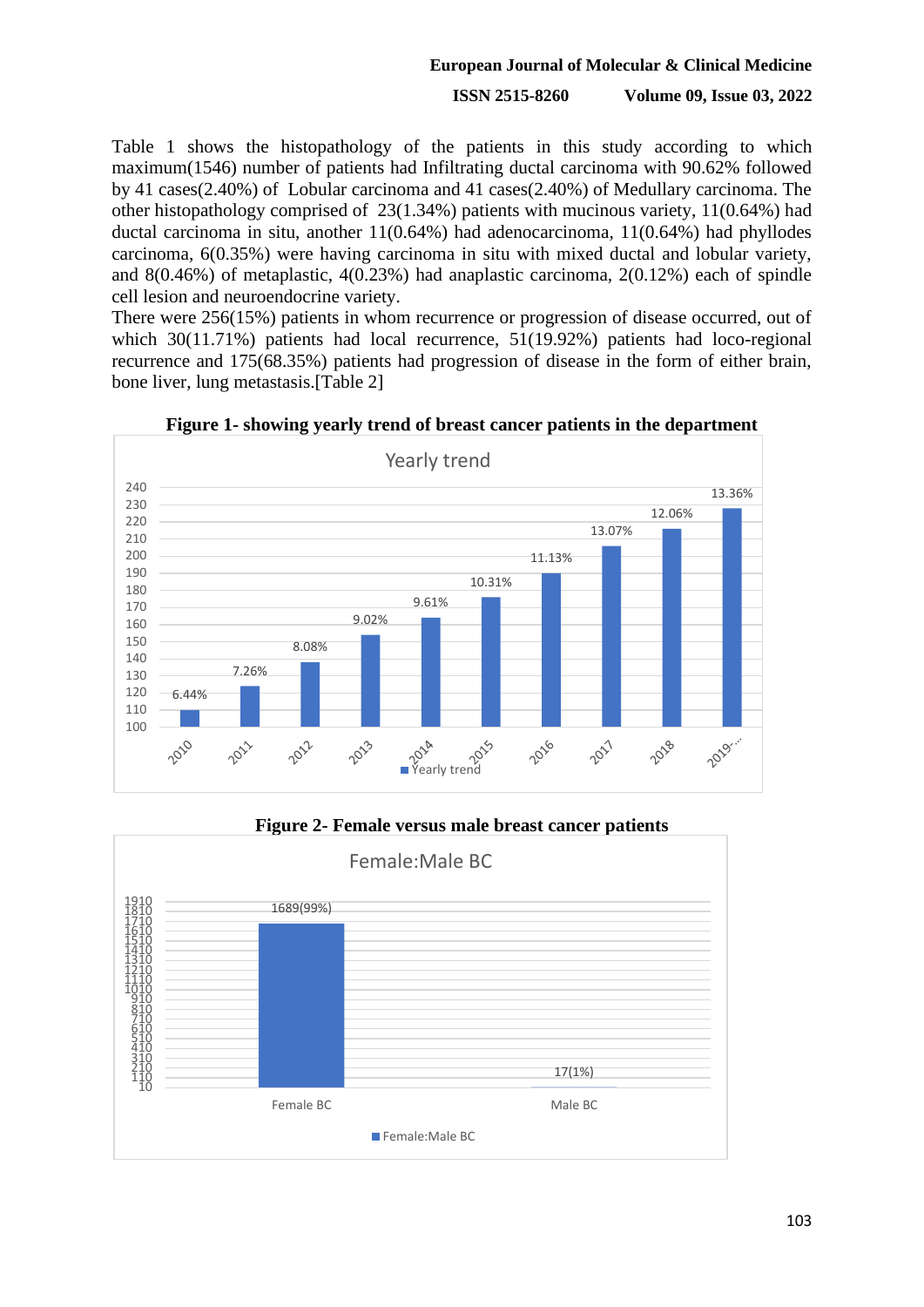Table 1 shows the histopathology of the patients in this study according to which maximum(1546) number of patients had Infiltrating ductal carcinoma with 90.62% followed by 41 cases(2.40%) of Lobular carcinoma and 41 cases(2.40%) of Medullary carcinoma. The other histopathology comprised of 23(1.34%) patients with mucinous variety, 11(0.64%) had ductal carcinoma in situ, another 11(0.64%) had adenocarcinoma, 11(0.64%) had phyllodes carcinoma, 6(0.35%) were having carcinoma in situ with mixed ductal and lobular variety, and 8(0.46%) of metaplastic, 4(0.23%) had anaplastic carcinoma, 2(0.12%) each of spindle cell lesion and neuroendocrine variety.

There were 256(15%) patients in whom recurrence or progression of disease occurred, out of which 30(11.71%) patients had local recurrence, 51(19.92%) patients had loco-regional recurrence and 175(68.35%) patients had progression of disease in the form of either brain, bone liver, lung metastasis.[Table 2]

**Figure 1- showing yearly trend of breast cancer patients in the department**

**Figure 2- Female versus male breast cancer patients**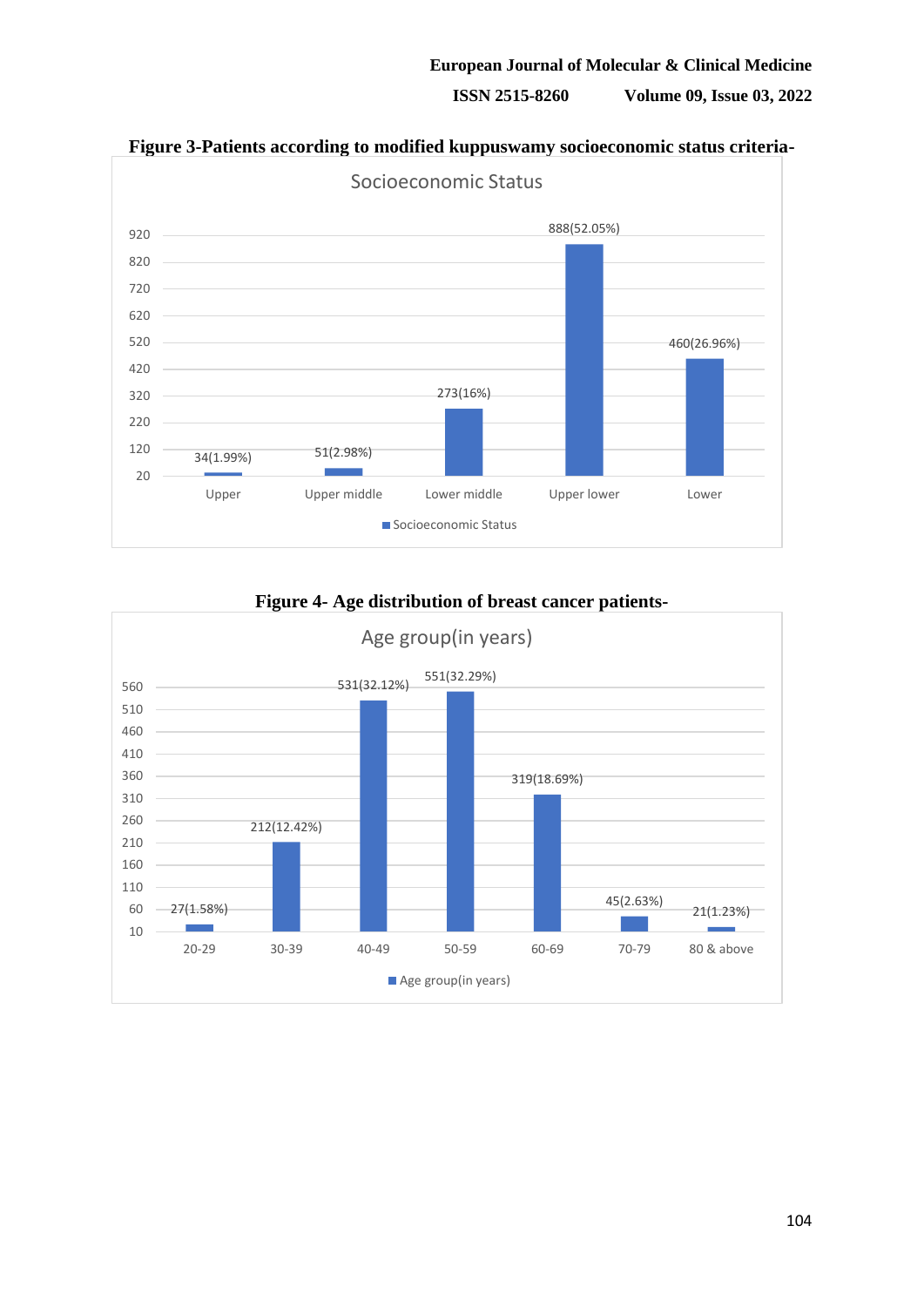**Figure 3-Patients according to modified kuppuswamy socioeconomic status criteria-**

| Socioeconomic Status | Patients |
|---|---|
| Upper | 34(1.99%) |
| Upper middle | 51(2.98%) |
| Lower middle | 273(16%) |
| Upper lower | 888(52.05%) |
| Lower | 460(26.96%) |

**Figure 4- Age distribution of breast cancer patients-**

| Age group(in years) | Patients |
|---|---|
| 20-29 | 27(1.58%) |
| 30-39 | 212(12.42%) |
| 40-49 | 531(32.12%) |
| 50-59 | 551(32.29%) |
| 60-69 | 319(18.69%) |
| 70-79 | 45(2.63%) |
| 80 & above | 21(1.23%) |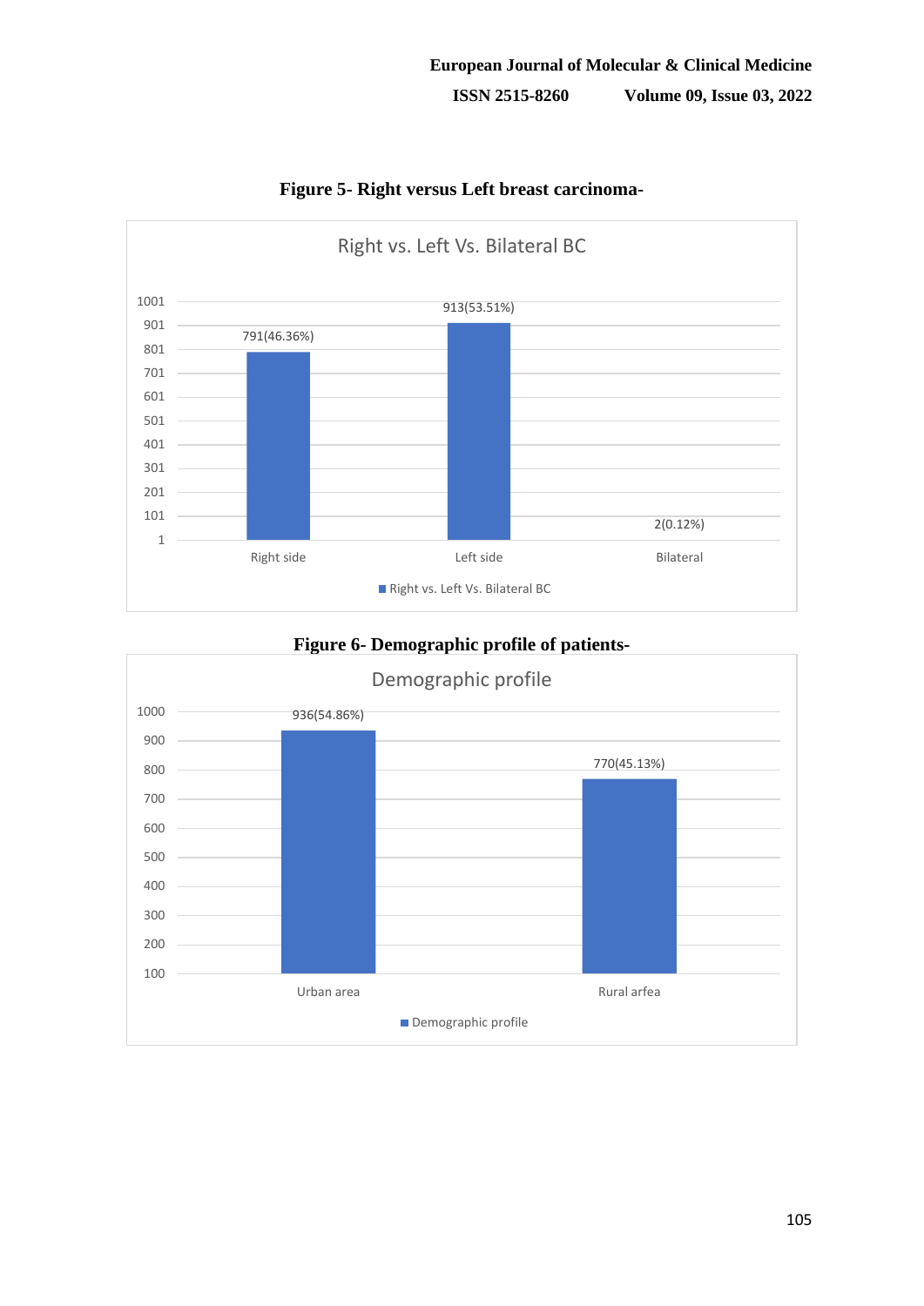**Figure 5- Right versus Left breast carcinoma-**

Right vs. Left Vs. Bilateral BC

| Category | Value |
|---|---|
| Right side | 791(46.36%) |
| Left side | 913(53.51%) |
| Bilateral | 2(0.12%) |

**Figure 6- Demographic profile of patients-**

Demographic profile

| Category | Value |
|---|---|
| Urban area | 936(54.86%) |
| Rural arfea | 770(45.13%) |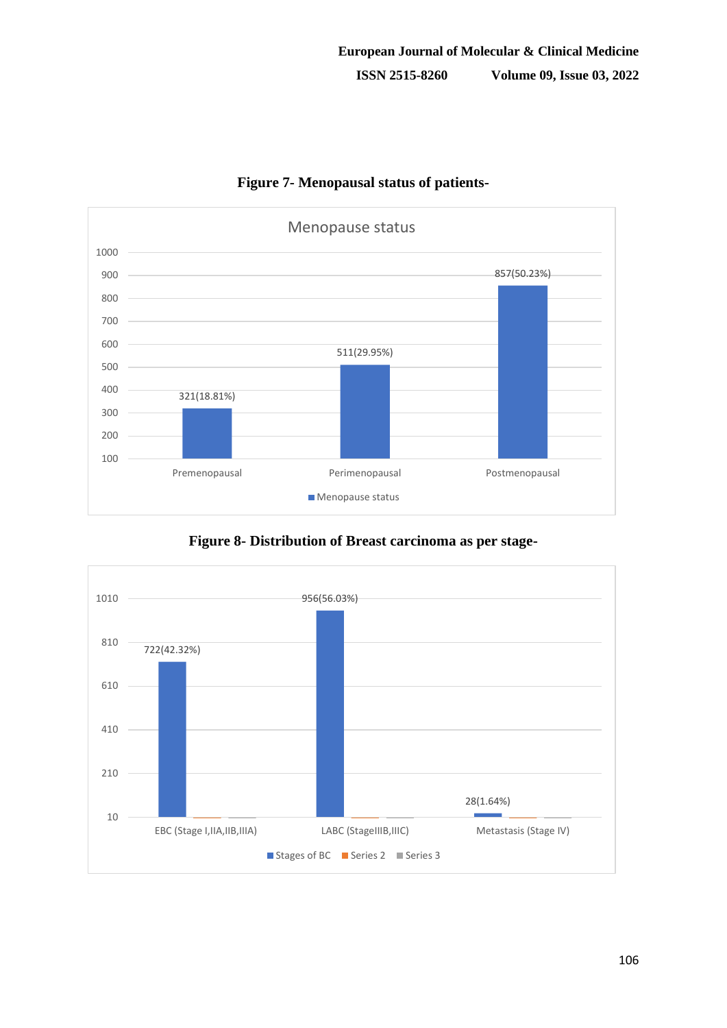**Figure 7- Menopausal status of patients-**

| Menopause status | Value |
|---|---|
| Premenopausal | 321(18.81%) |
| Perimenopausal | 511(29.95%) |
| Postmenopausal | 857(50.23%) |

**Figure 8- Distribution of Breast carcinoma as per stage-**

| Stages of BC | Value |
|---|---|
| EBC (Stage I,IIA,IIB,IIIA) | 722(42.32%) |
| LABC (StageIIIB,IIIC) | 956(56.03%) |
| Metastasis (Stage IV) | 28(1.64%) |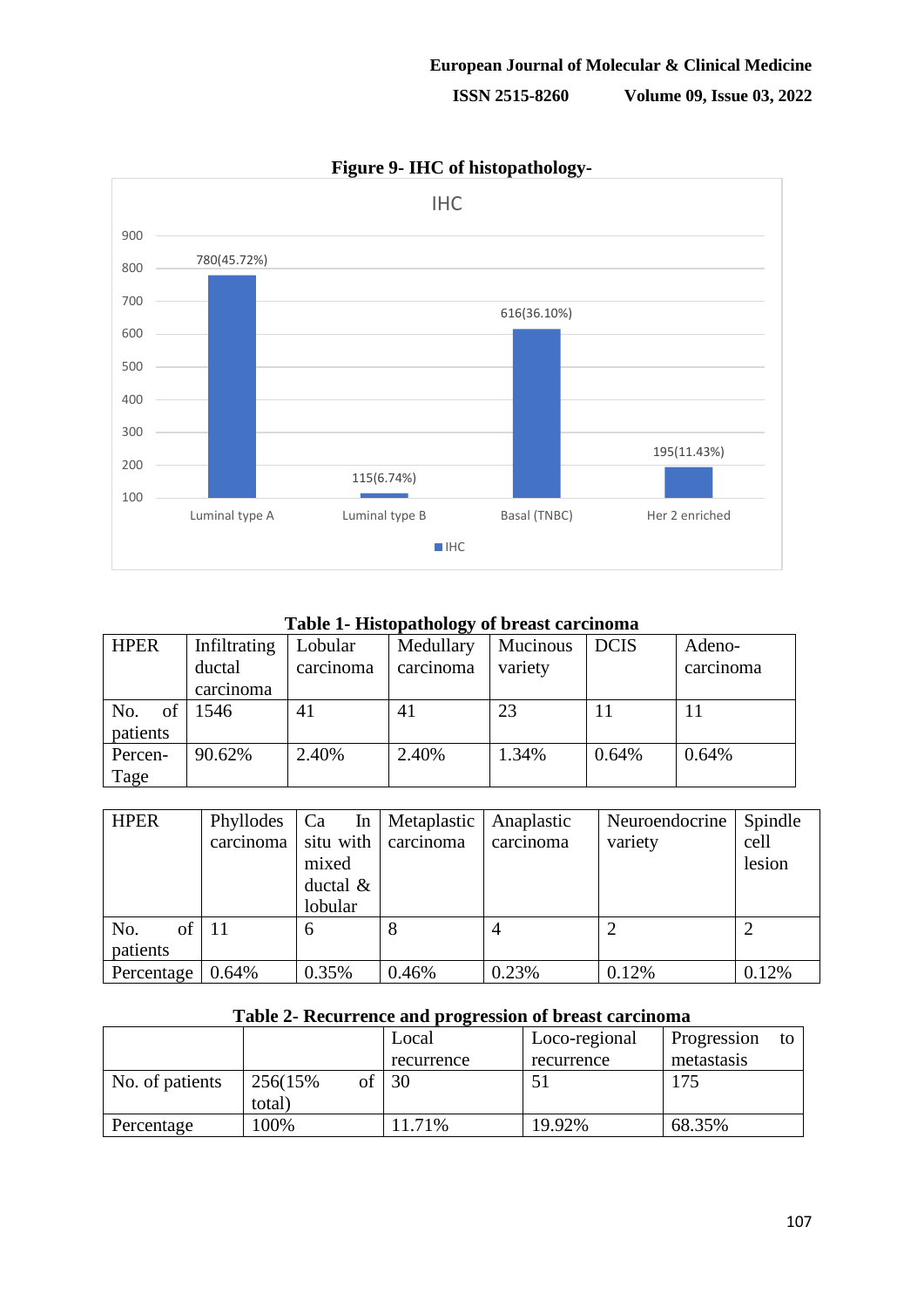**Figure 9- IHC of histopathology-**

**Table 1- Histopathology of breast carcinoma**

| HPER | Infiltrating ductal carcinoma | Lobular carcinoma | Medullary carcinoma | Mucinous variety | DCIS | Adeno-carcinoma |
|---|---|---|---|---|---|---|
| No. of patients | 1546 | 41 | 41 | 23 | 11 | 11 |
| Percen-Tage | 90.62% | 2.40% | 2.40% | 1.34% | 0.64% | 0.64% |

| HPER | Phyllodes carcinoma | Ca In situ with mixed ductal & lobular | Metaplastic carcinoma | Anaplastic carcinoma | Neuroendocrine variety | Spindle cell lesion |
|---|---|---|---|---|---|---|
| No. of patients | 11 | 6 | 8 | 4 | 2 | 2 |
| Percentage | 0.64% | 0.35% | 0.46% | 0.23% | 0.12% | 0.12% |

**Table 2- Recurrence and progression of breast carcinoma**

| | | Local recurrence | Loco-regional recurrence | Progression to metastasis |
|---|---|---|---|---|
| No. of patients | 256(15% of total) | 30 | 51 | 175 |
| Percentage | 100% | 11.71% | 19.92% | 68.35% |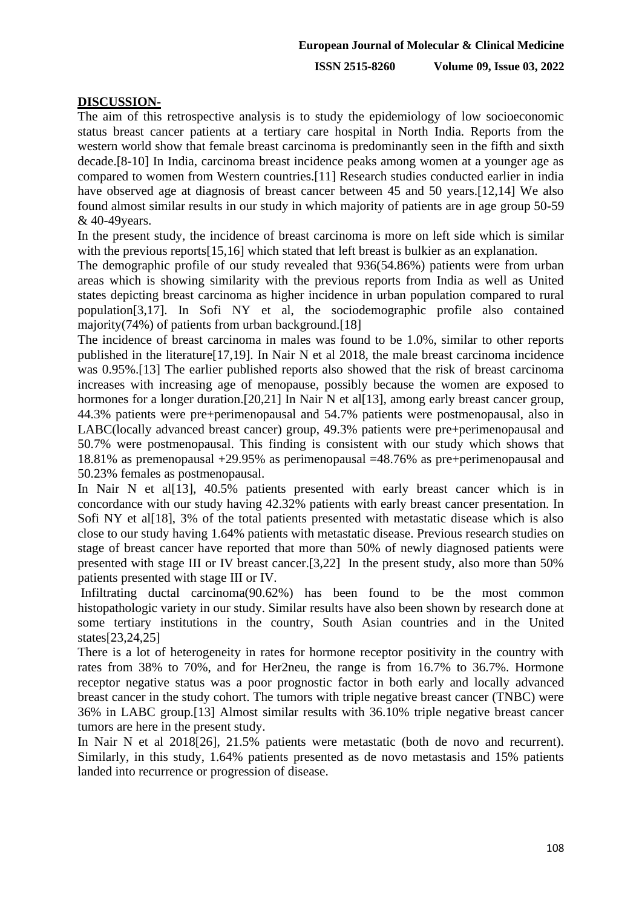## DISCUSSION-

The aim of this retrospective analysis is to study the epidemiology of low socioeconomic status breast cancer patients at a tertiary care hospital in North India. Reports from the western world show that female breast carcinoma is predominantly seen in the fifth and sixth decade.[8-10] In India, carcinoma breast incidence peaks among women at a younger age as compared to women from Western countries.[11] Research studies conducted earlier in india have observed age at diagnosis of breast cancer between 45 and 50 years.[12,14] We also found almost similar results in our study in which majority of patients are in age group 50-59 & 40-49years.

In the present study, the incidence of breast carcinoma is more on left side which is similar with the previous reports[15,16] which stated that left breast is bulkier as an explanation.

The demographic profile of our study revealed that 936(54.86%) patients were from urban areas which is showing similarity with the previous reports from India as well as United states depicting breast carcinoma as higher incidence in urban population compared to rural population[3,17]. In Sofi NY et al, the sociodemographic profile also contained majority(74%) of patients from urban background.[18]

The incidence of breast carcinoma in males was found to be 1.0%, similar to other reports published in the literature[17,19]. In Nair N et al 2018, the male breast carcinoma incidence was 0.95%.[13] The earlier published reports also showed that the risk of breast carcinoma increases with increasing age of menopause, possibly because the women are exposed to hormones for a longer duration.[20,21] In Nair N et al[13], among early breast cancer group, 44.3% patients were pre+perimenopausal and 54.7% patients were postmenopausal, also in LABC(locally advanced breast cancer) group, 49.3% patients were pre+perimenopausal and 50.7% were postmenopausal. This finding is consistent with our study which shows that 18.81% as premenopausal +29.95% as perimenopausal =48.76% as pre+perimenopausal and 50.23% females as postmenopausal.

In Nair N et al[13], 40.5% patients presented with early breast cancer which is in concordance with our study having 42.32% patients with early breast cancer presentation. In Sofi NY et al[18], 3% of the total patients presented with metastatic disease which is also close to our study having 1.64% patients with metastatic disease. Previous research studies on stage of breast cancer have reported that more than 50% of newly diagnosed patients were presented with stage III or IV breast cancer.[3,22] In the present study, also more than 50% patients presented with stage III or IV.

Infiltrating ductal carcinoma(90.62%) has been found to be the most common histopathologic variety in our study. Similar results have also been shown by research done at some tertiary institutions in the country, South Asian countries and in the United states[23,24,25]

There is a lot of heterogeneity in rates for hormone receptor positivity in the country with rates from 38% to 70%, and for Her2neu, the range is from 16.7% to 36.7%. Hormone receptor negative status was a poor prognostic factor in both early and locally advanced breast cancer in the study cohort. The tumors with triple negative breast cancer (TNBC) were 36% in LABC group.[13] Almost similar results with 36.10% triple negative breast cancer tumors are here in the present study.

In Nair N et al 2018[26], 21.5% patients were metastatic (both de novo and recurrent). Similarly, in this study, 1.64% patients presented as de novo metastasis and 15% patients landed into recurrence or progression of disease.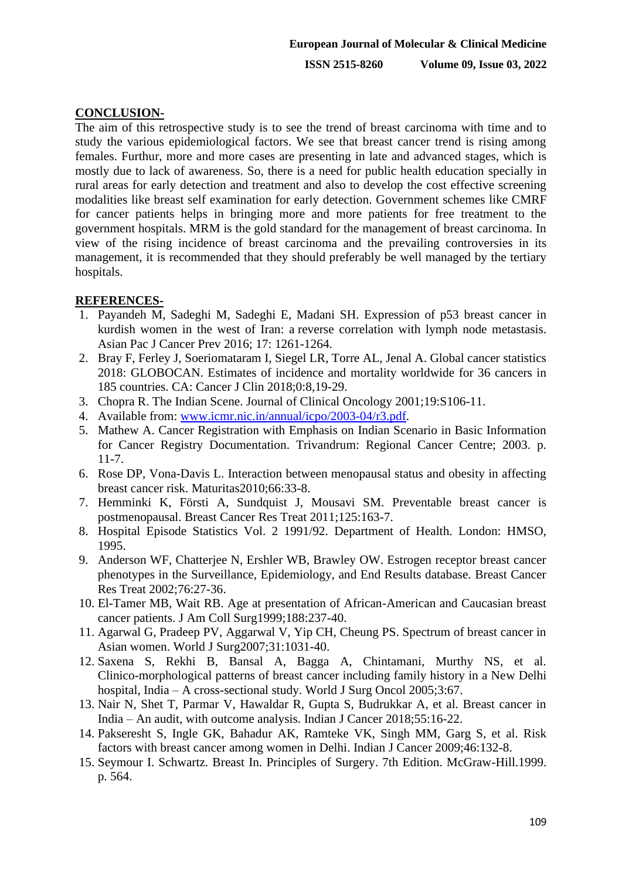## CONCLUSION-

The aim of this retrospective study is to see the trend of breast carcinoma with time and to study the various epidemiological factors. We see that breast cancer trend is rising among females. Furthur, more and more cases are presenting in late and advanced stages, which is mostly due to lack of awareness. So, there is a need for public health education specially in rural areas for early detection and treatment and also to develop the cost effective screening modalities like breast self examination for early detection. Government schemes like CMRF for cancer patients helps in bringing more and more patients for free treatment to the government hospitals. MRM is the gold standard for the management of breast carcinoma. In view of the rising incidence of breast carcinoma and the prevailing controversies in its management, it is recommended that they should preferably be well managed by the tertiary hospitals.

## REFERENCES-

1. Payandeh M, Sadeghi M, Sadeghi E, Madani SH. Expression of p53 breast cancer in kurdish women in the west of Iran: a reverse correlation with lymph node metastasis. Asian Pac J Cancer Prev 2016; 17: 1261-1264.
2. Bray F, Ferley J, Soeriomataram I, Siegel LR, Torre AL, Jenal A. Global cancer statistics 2018: GLOBOCAN. Estimates of incidence and mortality worldwide for 36 cancers in 185 countries. CA: Cancer J Clin 2018;0:8,19-29.
3. Chopra R. The Indian Scene. Journal of Clinical Oncology 2001;19:S106-11.
4. Available from: www.icmr.nic.in/annual/icpo/2003-04/r3.pdf.
5. Mathew A. Cancer Registration with Emphasis on Indian Scenario in Basic Information for Cancer Registry Documentation. Trivandrum: Regional Cancer Centre; 2003. p. 11-7.
6. Rose DP, Vona-Davis L. Interaction between menopausal status and obesity in affecting breast cancer risk. Maturitas2010;66:33-8.
7. Hemminki K, Försti A, Sundquist J, Mousavi SM. Preventable breast cancer is postmenopausal. Breast Cancer Res Treat 2011;125:163-7.
8. Hospital Episode Statistics Vol. 2 1991/92. Department of Health. London: HMSO, 1995.
9. Anderson WF, Chatterjee N, Ershler WB, Brawley OW. Estrogen receptor breast cancer phenotypes in the Surveillance, Epidemiology, and End Results database. Breast Cancer Res Treat 2002;76:27-36.
10. El-Tamer MB, Wait RB. Age at presentation of African-American and Caucasian breast cancer patients. J Am Coll Surg1999;188:237-40.
11. Agarwal G, Pradeep PV, Aggarwal V, Yip CH, Cheung PS. Spectrum of breast cancer in Asian women. World J Surg2007;31:1031-40.
12. Saxena S, Rekhi B, Bansal A, Bagga A, Chintamani, Murthy NS, et al. Clinico-morphological patterns of breast cancer including family history in a New Delhi hospital, India – A cross-sectional study. World J Surg Oncol 2005;3:67.
13. Nair N, Shet T, Parmar V, Hawaldar R, Gupta S, Budrukkar A, et al. Breast cancer in India – An audit, with outcome analysis. Indian J Cancer 2018;55:16-22.
14. Pakseresht S, Ingle GK, Bahadur AK, Ramteke VK, Singh MM, Garg S, et al. Risk factors with breast cancer among women in Delhi. Indian J Cancer 2009;46:132-8.
15. Seymour I. Schwartz. Breast In. Principles of Surgery. 7th Edition. McGraw-Hill.1999. p. 564.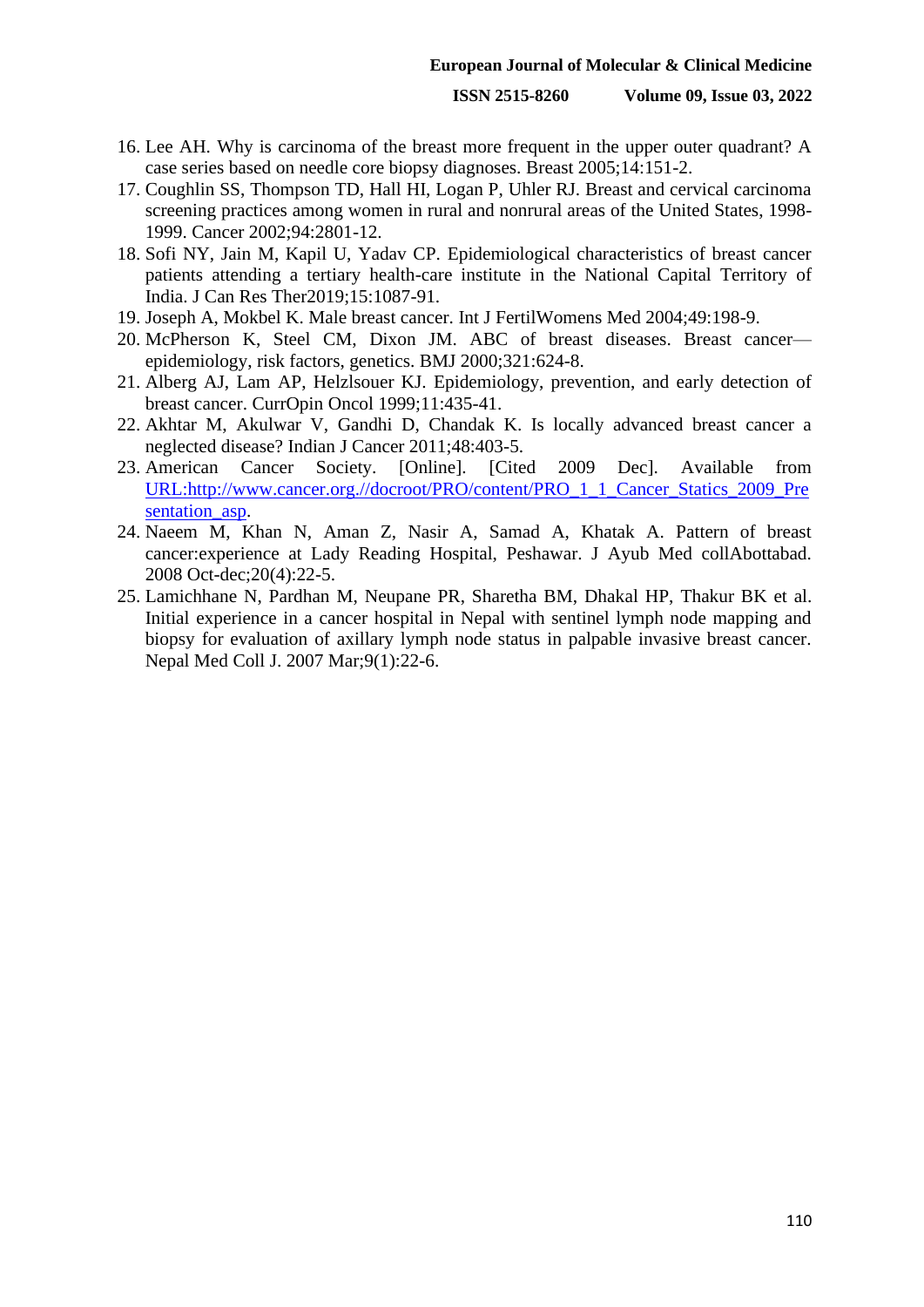16. Lee AH. Why is carcinoma of the breast more frequent in the upper outer quadrant? A case series based on needle core biopsy diagnoses. Breast 2005;14:151-2.
17. Coughlin SS, Thompson TD, Hall HI, Logan P, Uhler RJ. Breast and cervical carcinoma screening practices among women in rural and nonrural areas of the United States, 1998-1999. Cancer 2002;94:2801-12.
18. Sofi NY, Jain M, Kapil U, Yadav CP. Epidemiological characteristics of breast cancer patients attending a tertiary health-care institute in the National Capital Territory of India. J Can Res Ther2019;15:1087-91.
19. Joseph A, Mokbel K. Male breast cancer. Int J FertilWomens Med 2004;49:198-9.
20. McPherson K, Steel CM, Dixon JM. ABC of breast diseases. Breast cancer—epidemiology, risk factors, genetics. BMJ 2000;321:624-8.
21. Alberg AJ, Lam AP, Helzlsouer KJ. Epidemiology, prevention, and early detection of breast cancer. CurrOpin Oncol 1999;11:435-41.
22. Akhtar M, Akulwar V, Gandhi D, Chandak K. Is locally advanced breast cancer a neglected disease? Indian J Cancer 2011;48:403-5.
23. American Cancer Society. [Online]. [Cited 2009 Dec]. Available from URL:http://www.cancer.org.//docroot/PRO/content/PRO_1_1_Cancer_Statics_2009_Presentation_asp.
24. Naeem M, Khan N, Aman Z, Nasir A, Samad A, Khatak A. Pattern of breast cancer:experience at Lady Reading Hospital, Peshawar. J Ayub Med collAbottabad. 2008 Oct-dec;20(4):22-5.
25. Lamichhane N, Pardhan M, Neupane PR, Sharetha BM, Dhakal HP, Thakur BK et al. Initial experience in a cancer hospital in Nepal with sentinel lymph node mapping and biopsy for evaluation of axillary lymph node status in palpable invasive breast cancer. Nepal Med Coll J. 2007 Mar;9(1):22-6.